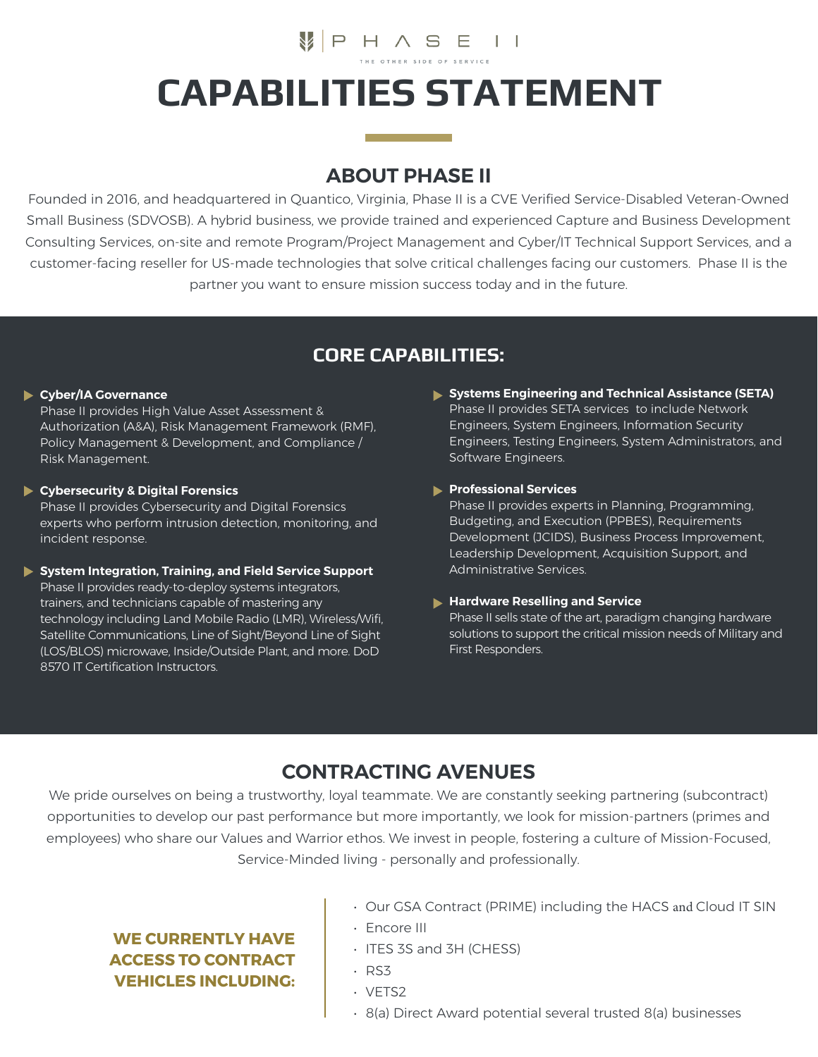PHASE II

THE OTHER SIDE OF SERVICE

# CAPABILITIES STATEMENT

## ABOUT PHASE II

Founded in 2016, and headquartered in Quantico, Virginia, Phase II is a CVE Verified Service-Disabled Veteran-Owned Small Business (SDVOSB). A hybrid business, we provide trained and experienced Capture and Business Development Consulting Services, on-site and remote Program/Project Management and Cyber/IT Technical Support Services, and a customer-facing reseller for US-made technologies that solve critical challenges facing our customers. Phase II is the partner you want to ensure mission success today and in the future.

## CORE CAPABILITIES:

- **Cyber/IA Governance**
  Phase II provides High Value Asset Assessment & Authorization (A&A), Risk Management Framework (RMF), Policy Management & Development, and Compliance / Risk Management.

- **Cybersecurity & Digital Forensics**
  Phase II provides Cybersecurity and Digital Forensics experts who perform intrusion detection, monitoring, and incident response.

- **System Integration, Training, and Field Service Support**
  Phase II provides ready-to-deploy systems integrators, trainers, and technicians capable of mastering any technology including Land Mobile Radio (LMR), Wireless/Wifi, Satellite Communications, Line of Sight/Beyond Line of Sight (LOS/BLOS) microwave, Inside/Outside Plant, and more. DoD 8570 IT Certification Instructors.

- **Systems Engineering and Technical Assistance (SETA)**
  Phase II provides SETA services to include Network Engineers, System Engineers, Information Security Engineers, Testing Engineers, System Administrators, and Software Engineers.

- **Professional Services**
  Phase II provides experts in Planning, Programming, Budgeting, and Execution (PPBES), Requirements Development (JCIDS), Business Process Improvement, Leadership Development, Acquisition Support, and Administrative Services.

- **Hardware Reselling and Service**
  Phase II sells state of the art, paradigm changing hardware solutions to support the critical mission needs of Military and First Responders.

## CONTRACTING AVENUES

We pride ourselves on being a trustworthy, loyal teammate. We are constantly seeking partnering (subcontract) opportunities to develop our past performance but more importantly, we look for mission-partners (primes and employees) who share our Values and Warrior ethos. We invest in people, fostering a culture of Mission-Focused, Service-Minded living - personally and professionally.

**WE CURRENTLY HAVE ACCESS TO CONTRACT VEHICLES INCLUDING:**

- Our GSA Contract (PRIME) including the HACS and Cloud IT SIN
- Encore III
- ITES 3S and 3H (CHESS)
- RS3
- VETS2
- 8(a) Direct Award potential several trusted 8(a) businesses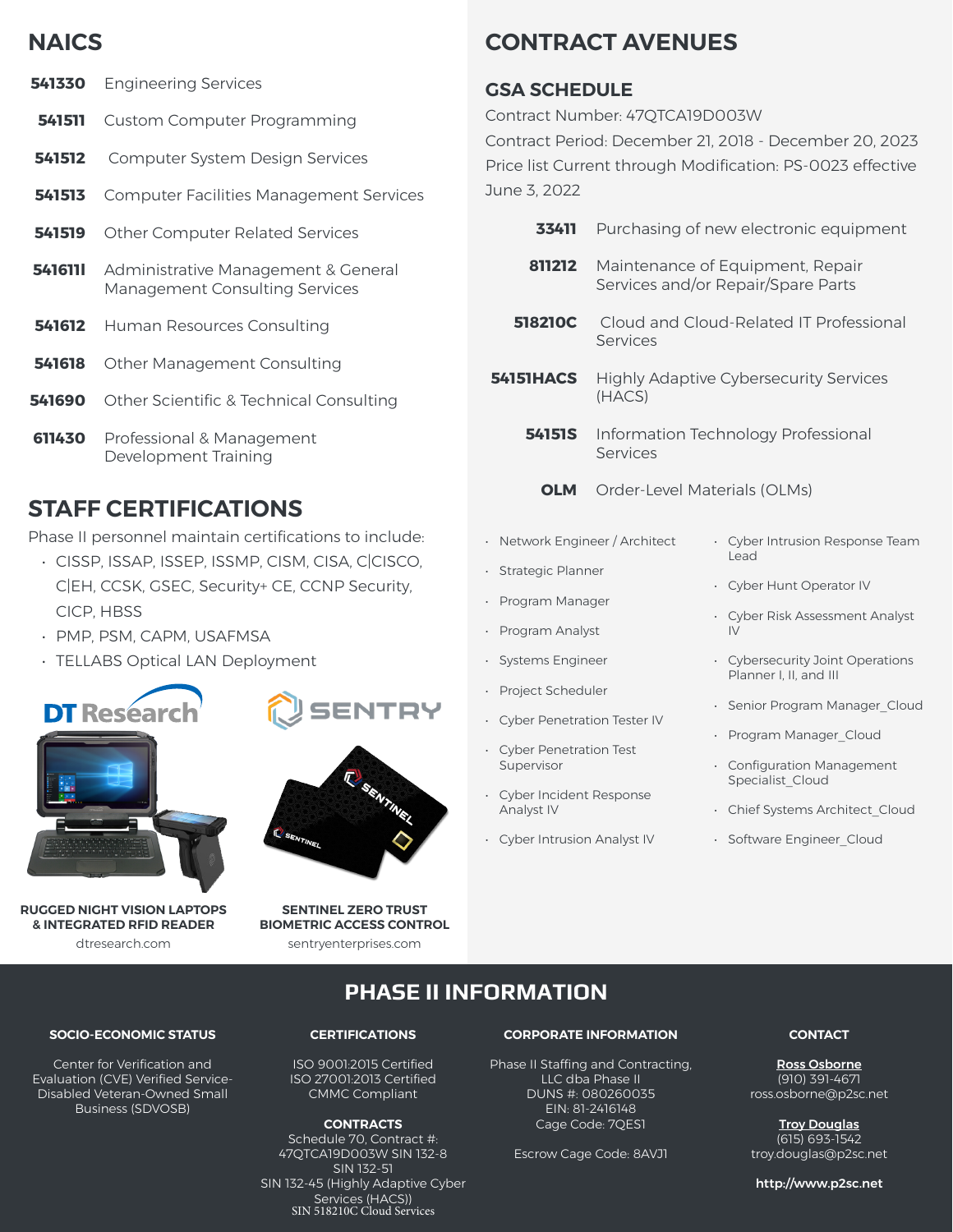## NAICS

| | |
|---|---|
| **541330** | Engineering Services |
| **541511** | Custom Computer Programming |
| **541512** | Computer System Design Services |
| **541513** | Computer Facilities Management Services |
| **541519** | Other Computer Related Services |
| **5416111** | Administrative Management & General Management Consulting Services |
| **541612** | Human Resources Consulting |
| **541618** | Other Management Consulting |
| **541690** | Other Scientific & Technical Consulting |
| **611430** | Professional & Management Development Training |

## STAFF CERTIFICATIONS

Phase II personnel maintain certifications to include:

- CISSP, ISSAP, ISSEP, ISSMP, CISM, CISA, C|CISCO, C|EH, CCSK, GSEC, Security+ CE, CCNP Security, CICP, HBSS
- PMP, PSM, CAPM, USAFMSA
- TELLABS Optical LAN Deployment

DT Research

**RUGGED NIGHT VISION LAPTOPS & INTEGRATED RFID READER**

dtresearch.com

SENTRY

**SENTINEL ZERO TRUST BIOMETRIC ACCESS CONTROL**

sentryenterprises.com

## CONTRACT AVENUES

### GSA SCHEDULE

Contract Number: 47QTCA19D003W

Contract Period: December 21, 2018 - December 20, 2023

Price list Current through Modification: PS-0023 effective June 3, 2022

| | |
|---|---|
| **33411** | Purchasing of new electronic equipment |
| **811212** | Maintenance of Equipment, Repair Services and/or Repair/Spare Parts |
| **518210C** | Cloud and Cloud-Related IT Professional Services |
| **54151HACS** | Highly Adaptive Cybersecurity Services (HACS) |
| **54151S** | Information Technology Professional Services |
| **OLM** | Order-Level Materials (OLMs) |

- Network Engineer / Architect
- Strategic Planner
- Program Manager
- Program Analyst
- Systems Engineer
- Project Scheduler
- Cyber Penetration Tester IV
- Cyber Penetration Test Supervisor
- Cyber Incident Response Analyst IV
- Cyber Intrusion Analyst IV
- Cyber Intrusion Response Team Lead
- Cyber Hunt Operator IV
- Cyber Risk Assessment Analyst IV
- Cybersecurity Joint Operations Planner I, II, and III
- Senior Program Manager_Cloud
- Program Manager_Cloud
- Configuration Management Specialist_Cloud
- Chief Systems Architect_Cloud
- Software Engineer_Cloud

## PHASE II INFORMATION

### SOCIO-ECONOMIC STATUS

Center for Verification and Evaluation (CVE) Verified Service-Disabled Veteran-Owned Small Business (SDVOSB)

### CERTIFICATIONS

ISO 9001:2015 Certified
ISO 27001:2013 Certified
CMMC Compliant

### CONTRACTS

Schedule 70, Contract #: 47QTCA19D003W SIN 132-8
SIN 132-51
SIN 132-45 (Highly Adaptive Cyber Services (HACS))
SIN 518210C Cloud Services

### CORPORATE INFORMATION

Phase II Staffing and Contracting, LLC dba Phase II
DUNS #: 080260035
EIN: 81-2416148
Cage Code: 7QES1

Escrow Cage Code: 8AVJ1

### CONTACT

**Ross Osborne**
(910) 391-4671
ross.osborne@p2sc.net

**Troy Douglas**
(615) 693-1542
troy.douglas@p2sc.net

**http://www.p2sc.net**